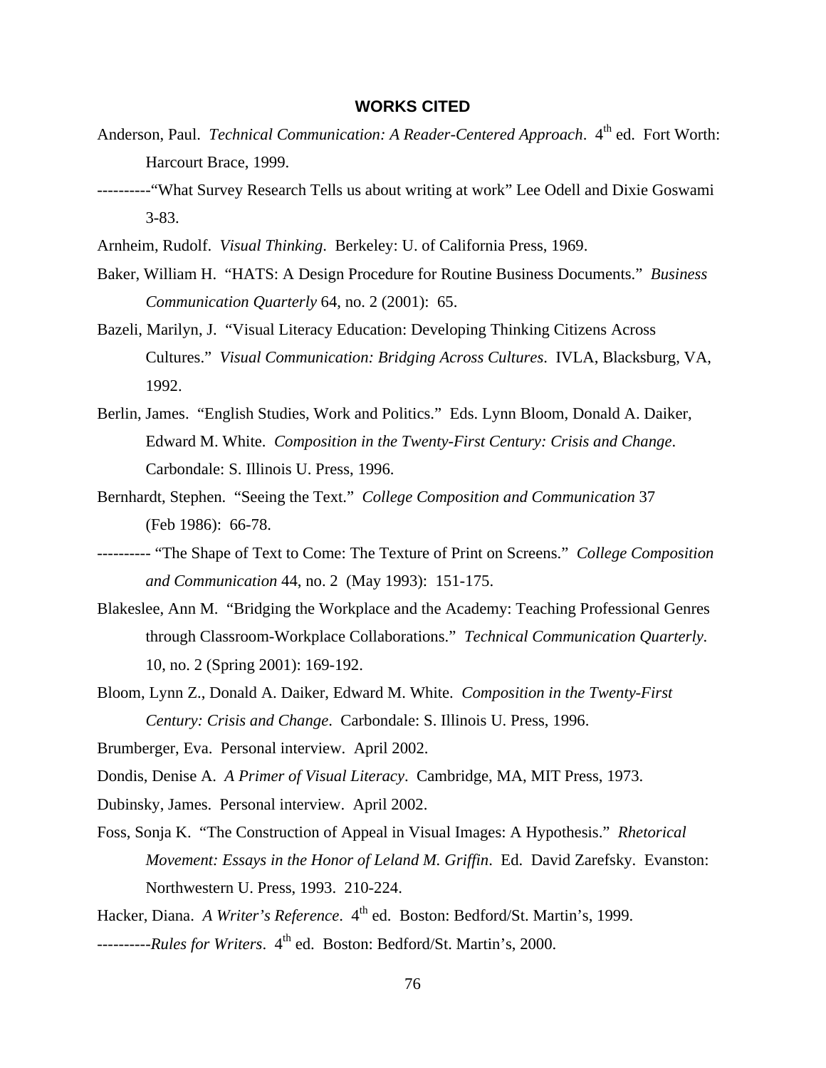## WORKS CITED

Anderson, Paul. *Technical Communication: A Reader-Centered Approach*. 4th ed. Fort Worth: Harcourt Brace, 1999.

----------"What Survey Research Tells us about writing at work" Lee Odell and Dixie Goswami 3-83.

Arnheim, Rudolf. *Visual Thinking*. Berkeley: U. of California Press, 1969.

Baker, William H. "HATS: A Design Procedure for Routine Business Documents." *Business Communication Quarterly* 64, no. 2 (2001): 65.

Bazeli, Marilyn, J. "Visual Literacy Education: Developing Thinking Citizens Across Cultures." *Visual Communication: Bridging Across Cultures*. IVLA, Blacksburg, VA, 1992.

Berlin, James. "English Studies, Work and Politics." Eds. Lynn Bloom, Donald A. Daiker, Edward M. White. *Composition in the Twenty-First Century: Crisis and Change*. Carbondale: S. Illinois U. Press, 1996.

Bernhardt, Stephen. "Seeing the Text." *College Composition and Communication* 37 (Feb 1986): 66-78.

---------- "The Shape of Text to Come: The Texture of Print on Screens." *College Composition and Communication* 44, no. 2 (May 1993): 151-175.

Blakeslee, Ann M. "Bridging the Workplace and the Academy: Teaching Professional Genres through Classroom-Workplace Collaborations." *Technical Communication Quarterly*. 10, no. 2 (Spring 2001): 169-192.

Bloom, Lynn Z., Donald A. Daiker, Edward M. White. *Composition in the Twenty-First Century: Crisis and Change*. Carbondale: S. Illinois U. Press, 1996.

Brumberger, Eva. Personal interview. April 2002.

Dondis, Denise A. *A Primer of Visual Literacy*. Cambridge, MA, MIT Press, 1973.

Dubinsky, James. Personal interview. April 2002.

Foss, Sonja K. "The Construction of Appeal in Visual Images: A Hypothesis." *Rhetorical Movement: Essays in the Honor of Leland M. Griffin*. Ed. David Zarefsky. Evanston: Northwestern U. Press, 1993. 210-224.

Hacker, Diana. *A Writer's Reference*. 4th ed. Boston: Bedford/St. Martin's, 1999.

----------*Rules for Writers*. 4th ed. Boston: Bedford/St. Martin's, 2000.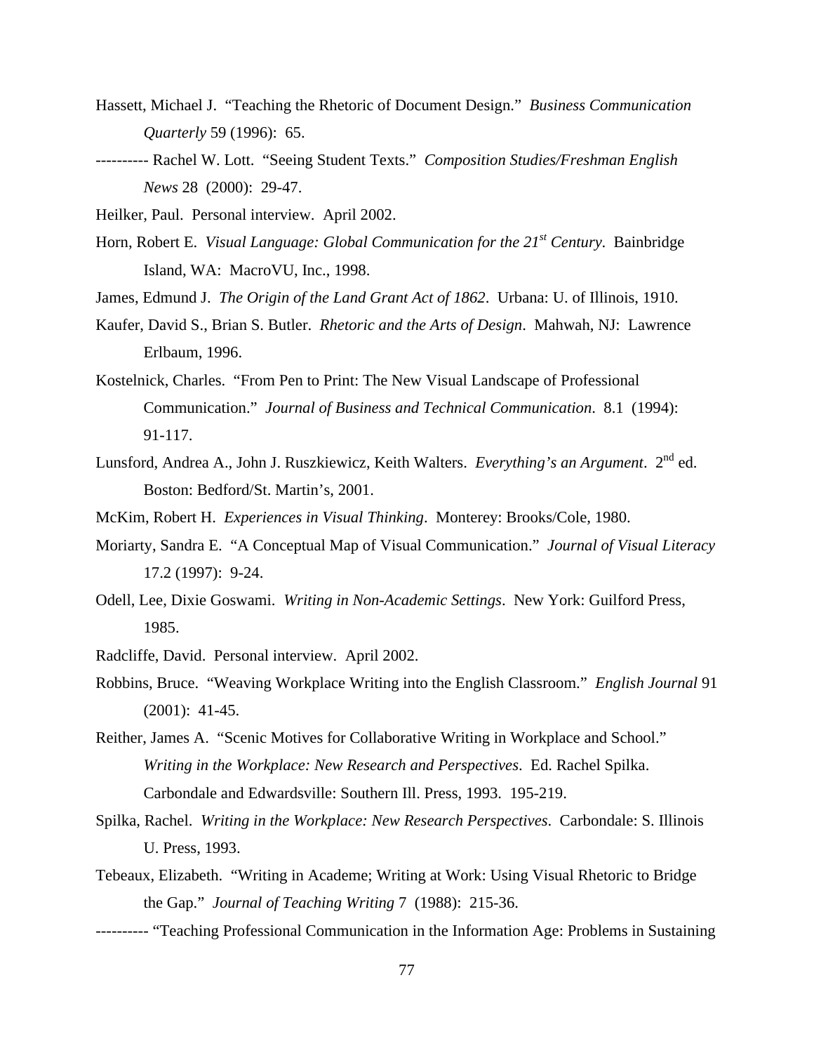Hassett, Michael J. "Teaching the Rhetoric of Document Design." *Business Communication Quarterly* 59 (1996): 65.

---------- Rachel W. Lott. "Seeing Student Texts." *Composition Studies/Freshman English News* 28 (2000): 29-47.

Heilker, Paul. Personal interview. April 2002.

Horn, Robert E. *Visual Language: Global Communication for the 21st Century*. Bainbridge Island, WA: MacroVU, Inc., 1998.

James, Edmund J. *The Origin of the Land Grant Act of 1862*. Urbana: U. of Illinois, 1910.

Kaufer, David S., Brian S. Butler. *Rhetoric and the Arts of Design*. Mahwah, NJ: Lawrence Erlbaum, 1996.

Kostelnick, Charles. "From Pen to Print: The New Visual Landscape of Professional Communication." *Journal of Business and Technical Communication*. 8.1 (1994): 91-117.

Lunsford, Andrea A., John J. Ruszkiewicz, Keith Walters. *Everything's an Argument*. 2nd ed. Boston: Bedford/St. Martin's, 2001.

McKim, Robert H. *Experiences in Visual Thinking*. Monterey: Brooks/Cole, 1980.

Moriarty, Sandra E. "A Conceptual Map of Visual Communication." *Journal of Visual Literacy* 17.2 (1997): 9-24.

Odell, Lee, Dixie Goswami. *Writing in Non-Academic Settings*. New York: Guilford Press, 1985.

Radcliffe, David. Personal interview. April 2002.

Robbins, Bruce. "Weaving Workplace Writing into the English Classroom." *English Journal* 91 (2001): 41-45.

Reither, James A. "Scenic Motives for Collaborative Writing in Workplace and School." *Writing in the Workplace: New Research and Perspectives*. Ed. Rachel Spilka. Carbondale and Edwardsville: Southern Ill. Press, 1993. 195-219.

Spilka, Rachel. *Writing in the Workplace: New Research Perspectives*. Carbondale: S. Illinois U. Press, 1993.

Tebeaux, Elizabeth. "Writing in Academe; Writing at Work: Using Visual Rhetoric to Bridge the Gap." *Journal of Teaching Writing* 7 (1988): 215-36.

---------- "Teaching Professional Communication in the Information Age: Problems in Sustaining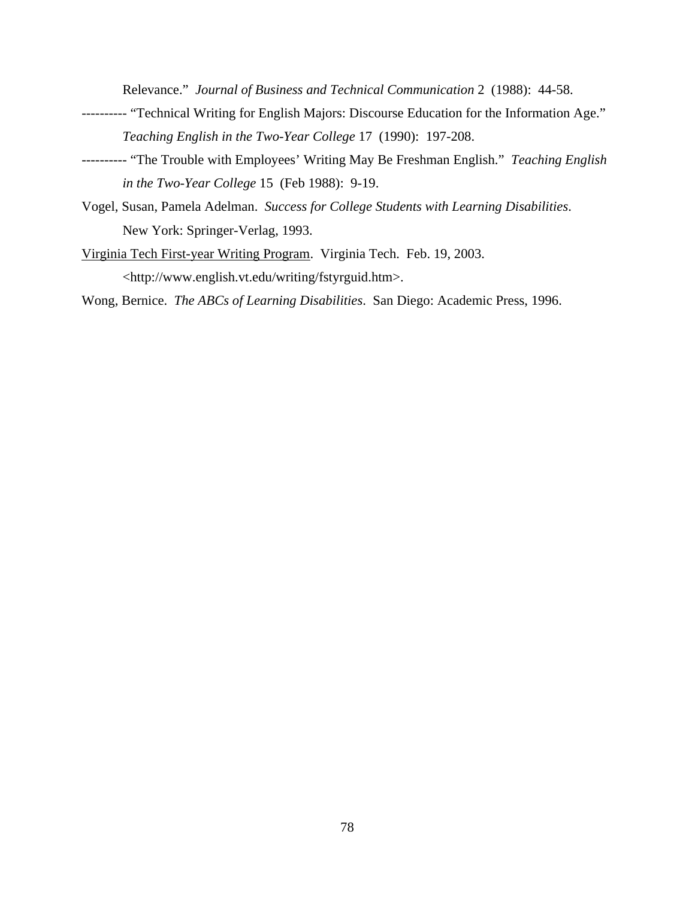Relevance." *Journal of Business and Technical Communication* 2 (1988): 44-58.

---------- "Technical Writing for English Majors: Discourse Education for the Information Age." *Teaching English in the Two-Year College* 17 (1990): 197-208.

---------- "The Trouble with Employees' Writing May Be Freshman English." *Teaching English in the Two-Year College* 15 (Feb 1988): 9-19.

Vogel, Susan, Pamela Adelman. *Success for College Students with Learning Disabilities*. New York: Springer-Verlag, 1993.

<u>Virginia Tech First-year Writing Program</u>. Virginia Tech. Feb. 19, 2003. <http://www.english.vt.edu/writing/fstyrguid.htm>.

Wong, Bernice. *The ABCs of Learning Disabilities*. San Diego: Academic Press, 1996.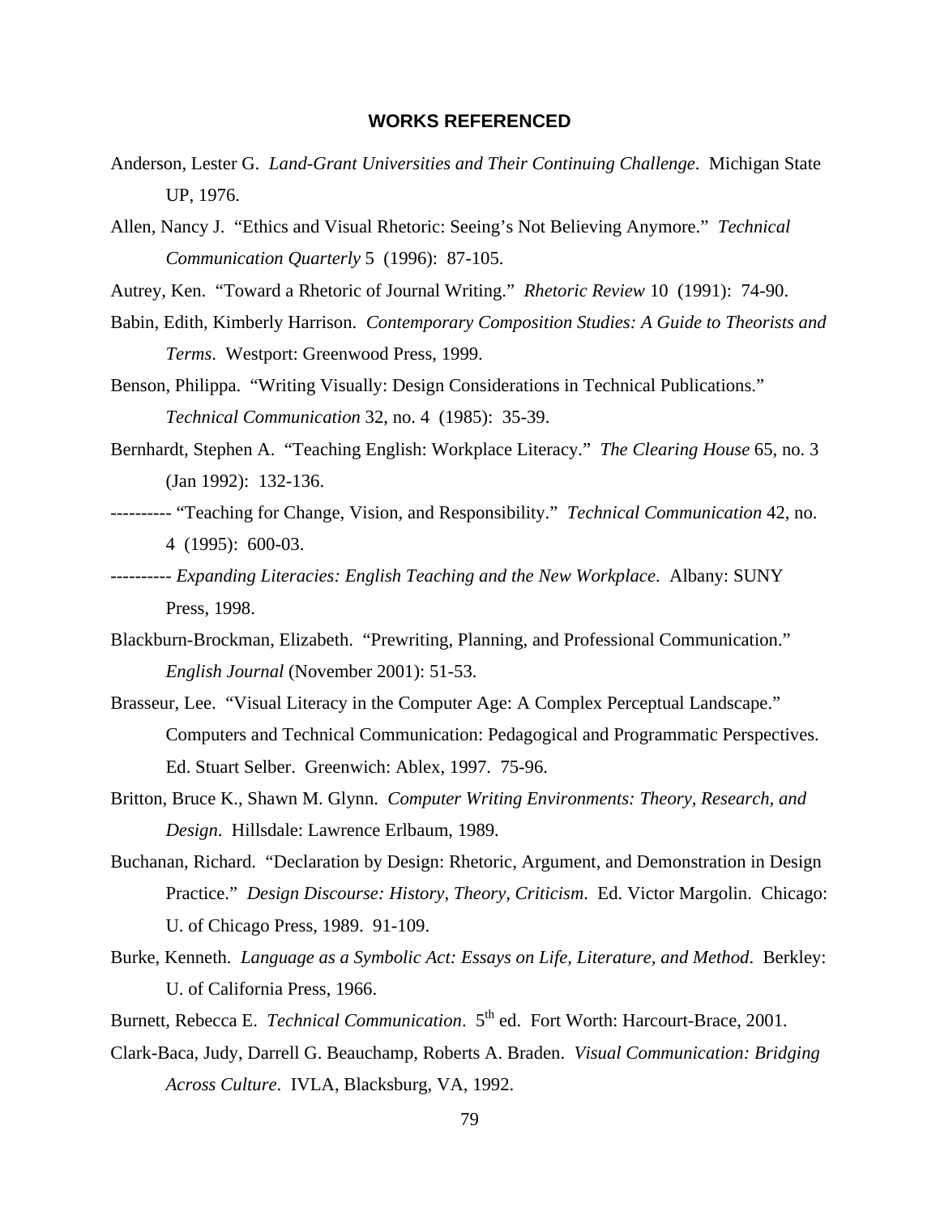## WORKS REFERENCED

Anderson, Lester G. *Land-Grant Universities and Their Continuing Challenge*. Michigan State UP, 1976.

Allen, Nancy J. "Ethics and Visual Rhetoric: Seeing's Not Believing Anymore." *Technical Communication Quarterly* 5 (1996): 87-105.

Autrey, Ken. "Toward a Rhetoric of Journal Writing." *Rhetoric Review* 10 (1991): 74-90.

Babin, Edith, Kimberly Harrison. *Contemporary Composition Studies: A Guide to Theorists and Terms*. Westport: Greenwood Press, 1999.

Benson, Philippa. "Writing Visually: Design Considerations in Technical Publications." *Technical Communication* 32, no. 4 (1985): 35-39.

Bernhardt, Stephen A. "Teaching English: Workplace Literacy." *The Clearing House* 65, no. 3 (Jan 1992): 132-136.

---------- "Teaching for Change, Vision, and Responsibility." *Technical Communication* 42, no. 4 (1995): 600-03.

---------- *Expanding Literacies: English Teaching and the New Workplace*. Albany: SUNY Press, 1998.

Blackburn-Brockman, Elizabeth. "Prewriting, Planning, and Professional Communication." *English Journal* (November 2001): 51-53.

Brasseur, Lee. "Visual Literacy in the Computer Age: A Complex Perceptual Landscape." Computers and Technical Communication: Pedagogical and Programmatic Perspectives. Ed. Stuart Selber. Greenwich: Ablex, 1997. 75-96.

Britton, Bruce K., Shawn M. Glynn. *Computer Writing Environments: Theory, Research, and Design*. Hillsdale: Lawrence Erlbaum, 1989.

Buchanan, Richard. "Declaration by Design: Rhetoric, Argument, and Demonstration in Design Practice." *Design Discourse: History, Theory, Criticism*. Ed. Victor Margolin. Chicago: U. of Chicago Press, 1989. 91-109.

Burke, Kenneth. *Language as a Symbolic Act: Essays on Life, Literature, and Method*. Berkley: U. of California Press, 1966.

Burnett, Rebecca E. *Technical Communication*. 5th ed. Fort Worth: Harcourt-Brace, 2001.

Clark-Baca, Judy, Darrell G. Beauchamp, Roberts A. Braden. *Visual Communication: Bridging Across Culture*. IVLA, Blacksburg, VA, 1992.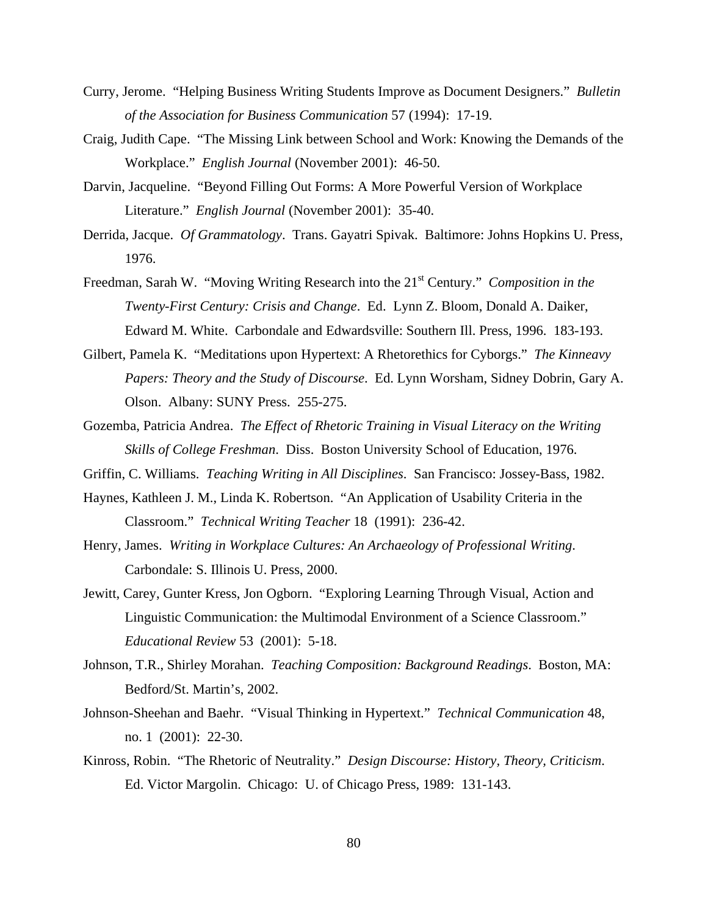Curry, Jerome. "Helping Business Writing Students Improve as Document Designers." *Bulletin of the Association for Business Communication* 57 (1994): 17-19.

Craig, Judith Cape. "The Missing Link between School and Work: Knowing the Demands of the Workplace." *English Journal* (November 2001): 46-50.

Darvin, Jacqueline. "Beyond Filling Out Forms: A More Powerful Version of Workplace Literature." *English Journal* (November 2001): 35-40.

Derrida, Jacque. *Of Grammatology*. Trans. Gayatri Spivak. Baltimore: Johns Hopkins U. Press, 1976.

Freedman, Sarah W. "Moving Writing Research into the 21st Century." *Composition in the Twenty-First Century: Crisis and Change*. Ed. Lynn Z. Bloom, Donald A. Daiker, Edward M. White. Carbondale and Edwardsville: Southern Ill. Press, 1996. 183-193.

Gilbert, Pamela K. "Meditations upon Hypertext: A Rhetorethics for Cyborgs." *The Kinneavy Papers: Theory and the Study of Discourse*. Ed. Lynn Worsham, Sidney Dobrin, Gary A. Olson. Albany: SUNY Press. 255-275.

Gozemba, Patricia Andrea. *The Effect of Rhetoric Training in Visual Literacy on the Writing Skills of College Freshman*. Diss. Boston University School of Education, 1976.

Griffin, C. Williams. *Teaching Writing in All Disciplines*. San Francisco: Jossey-Bass, 1982.

Haynes, Kathleen J. M., Linda K. Robertson. "An Application of Usability Criteria in the Classroom." *Technical Writing Teacher* 18 (1991): 236-42.

Henry, James. *Writing in Workplace Cultures: An Archaeology of Professional Writing*. Carbondale: S. Illinois U. Press, 2000.

Jewitt, Carey, Gunter Kress, Jon Ogborn. "Exploring Learning Through Visual, Action and Linguistic Communication: the Multimodal Environment of a Science Classroom." *Educational Review* 53 (2001): 5-18.

Johnson, T.R., Shirley Morahan. *Teaching Composition: Background Readings*. Boston, MA: Bedford/St. Martin's, 2002.

Johnson-Sheehan and Baehr. "Visual Thinking in Hypertext." *Technical Communication* 48, no. 1 (2001): 22-30.

Kinross, Robin. "The Rhetoric of Neutrality." *Design Discourse: History, Theory, Criticism*. Ed. Victor Margolin. Chicago: U. of Chicago Press, 1989: 131-143.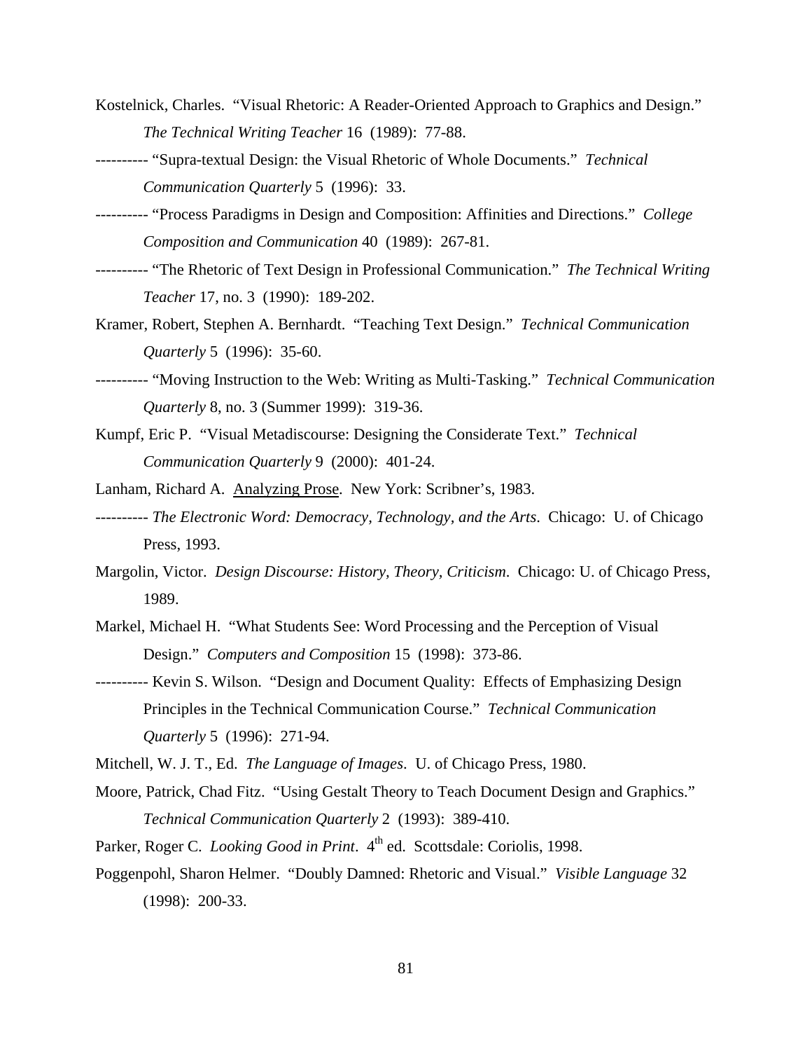Kostelnick, Charles. "Visual Rhetoric: A Reader-Oriented Approach to Graphics and Design." *The Technical Writing Teacher* 16 (1989): 77-88.

---------- "Supra-textual Design: the Visual Rhetoric of Whole Documents." *Technical Communication Quarterly* 5 (1996): 33.

---------- "Process Paradigms in Design and Composition: Affinities and Directions." *College Composition and Communication* 40 (1989): 267-81.

---------- "The Rhetoric of Text Design in Professional Communication." *The Technical Writing Teacher* 17, no. 3 (1990): 189-202.

Kramer, Robert, Stephen A. Bernhardt. "Teaching Text Design." *Technical Communication Quarterly* 5 (1996): 35-60.

---------- "Moving Instruction to the Web: Writing as Multi-Tasking." *Technical Communication Quarterly* 8, no. 3 (Summer 1999): 319-36.

Kumpf, Eric P. "Visual Metadiscourse: Designing the Considerate Text." *Technical Communication Quarterly* 9 (2000): 401-24.

Lanham, Richard A. <u>Analyzing Prose</u>. New York: Scribner's, 1983.

---------- *The Electronic Word: Democracy, Technology, and the Arts*. Chicago: U. of Chicago Press, 1993.

Margolin, Victor. *Design Discourse: History, Theory, Criticism*. Chicago: U. of Chicago Press, 1989.

Markel, Michael H. "What Students See: Word Processing and the Perception of Visual Design." *Computers and Composition* 15 (1998): 373-86.

---------- Kevin S. Wilson. "Design and Document Quality: Effects of Emphasizing Design Principles in the Technical Communication Course." *Technical Communication Quarterly* 5 (1996): 271-94.

Mitchell, W. J. T., Ed. *The Language of Images*. U. of Chicago Press, 1980.

Moore, Patrick, Chad Fitz. "Using Gestalt Theory to Teach Document Design and Graphics." *Technical Communication Quarterly* 2 (1993): 389-410.

Parker, Roger C. *Looking Good in Print*. 4th ed. Scottsdale: Coriolis, 1998.

Poggenpohl, Sharon Helmer. "Doubly Damned: Rhetoric and Visual." *Visible Language* 32 (1998): 200-33.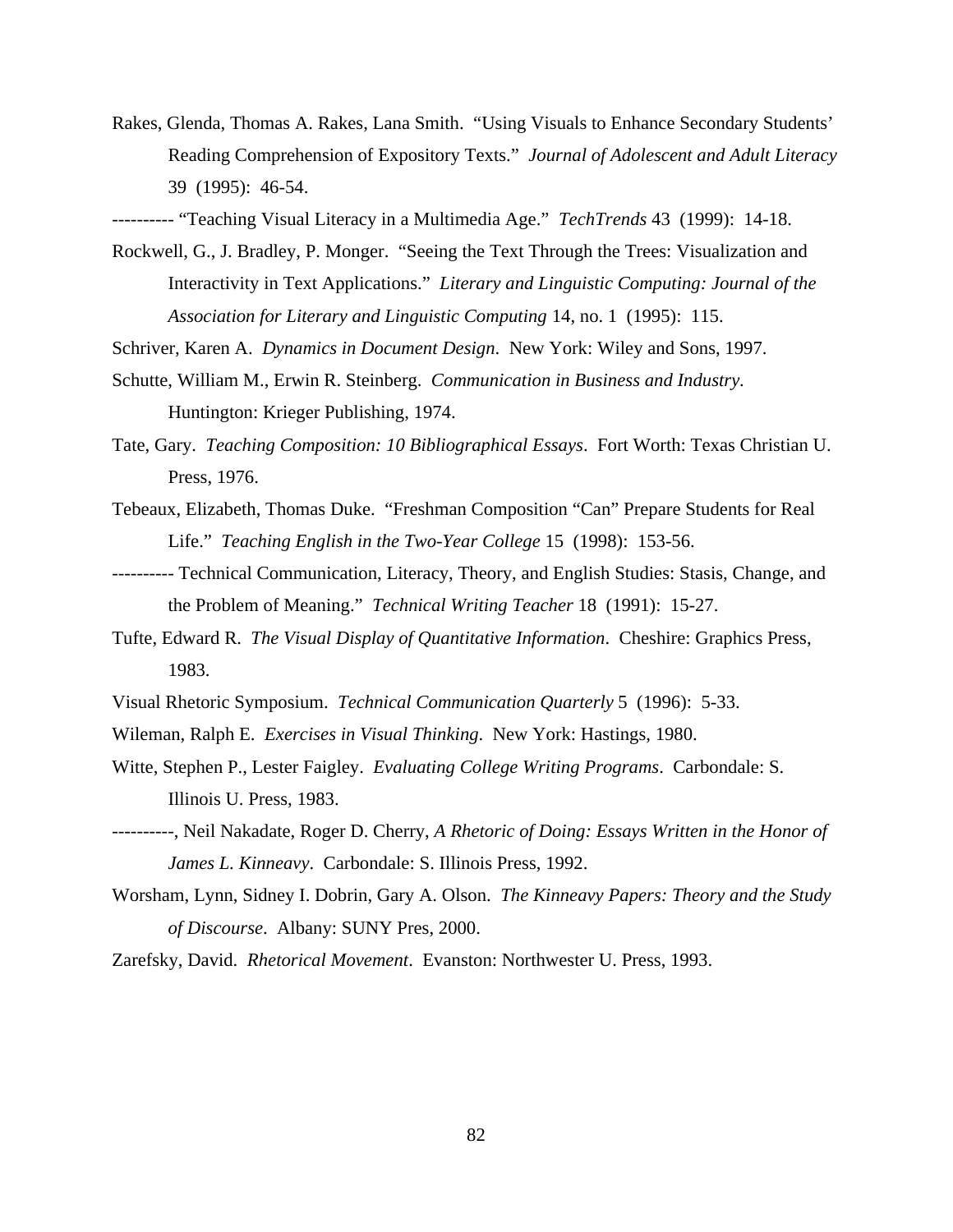Rakes, Glenda, Thomas A. Rakes, Lana Smith. "Using Visuals to Enhance Secondary Students' Reading Comprehension of Expository Texts." *Journal of Adolescent and Adult Literacy* 39 (1995): 46-54.

---------- "Teaching Visual Literacy in a Multimedia Age." *TechTrends* 43 (1999): 14-18.

Rockwell, G., J. Bradley, P. Monger. "Seeing the Text Through the Trees: Visualization and Interactivity in Text Applications." *Literary and Linguistic Computing: Journal of the Association for Literary and Linguistic Computing* 14, no. 1 (1995): 115.

Schriver, Karen A. *Dynamics in Document Design*. New York: Wiley and Sons, 1997.

Schutte, William M., Erwin R. Steinberg. *Communication in Business and Industry*. Huntington: Krieger Publishing, 1974.

Tate, Gary. *Teaching Composition: 10 Bibliographical Essays*. Fort Worth: Texas Christian U. Press, 1976.

Tebeaux, Elizabeth, Thomas Duke. "Freshman Composition "Can" Prepare Students for Real Life." *Teaching English in the Two-Year College* 15 (1998): 153-56.

---------- Technical Communication, Literacy, Theory, and English Studies: Stasis, Change, and the Problem of Meaning." *Technical Writing Teacher* 18 (1991): 15-27.

Tufte, Edward R. *The Visual Display of Quantitative Information*. Cheshire: Graphics Press, 1983.

Visual Rhetoric Symposium. *Technical Communication Quarterly* 5 (1996): 5-33.

Wileman, Ralph E. *Exercises in Visual Thinking*. New York: Hastings, 1980.

Witte, Stephen P., Lester Faigley. *Evaluating College Writing Programs*. Carbondale: S. Illinois U. Press, 1983.

----------, Neil Nakadate, Roger D. Cherry, *A Rhetoric of Doing: Essays Written in the Honor of James L. Kinneavy*. Carbondale: S. Illinois Press, 1992.

Worsham, Lynn, Sidney I. Dobrin, Gary A. Olson. *The Kinneavy Papers: Theory and the Study of Discourse*. Albany: SUNY Pres, 2000.

Zarefsky, David. *Rhetorical Movement*. Evanston: Northwester U. Press, 1993.